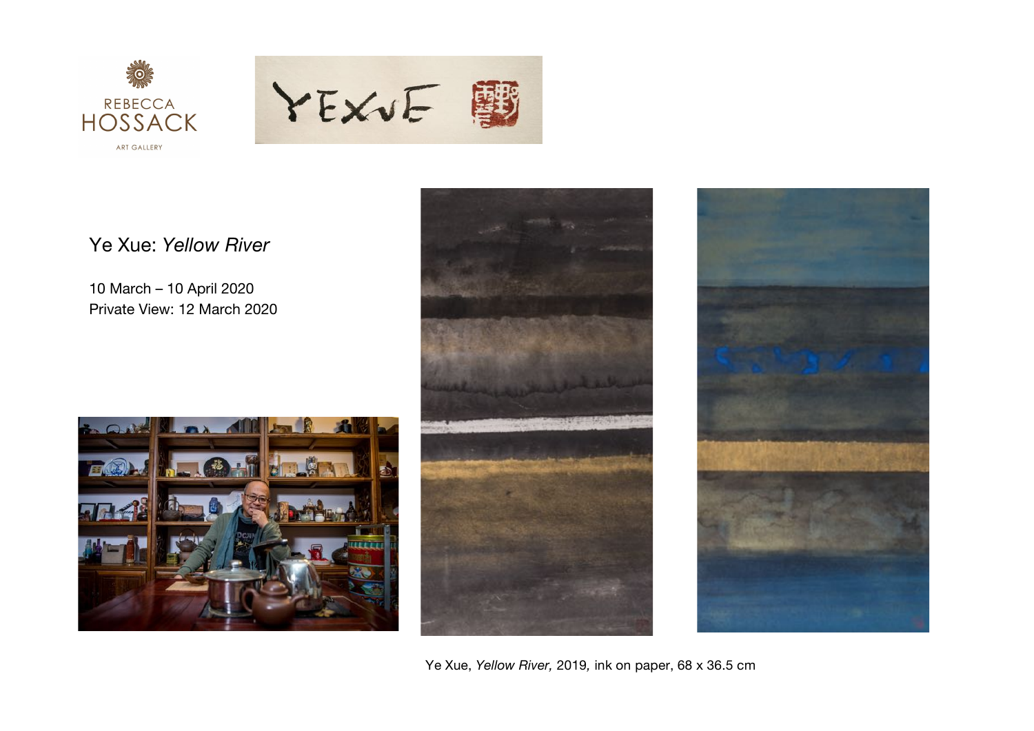REBECCA HOSSACK

ART GALLERY

# Ye Xue: *Yellow River*

10 March – 10 April 2020
Private View: 12 March 2020

Ye Xue, *Yellow River,* 2019, ink on paper, 68 x 36.5 cm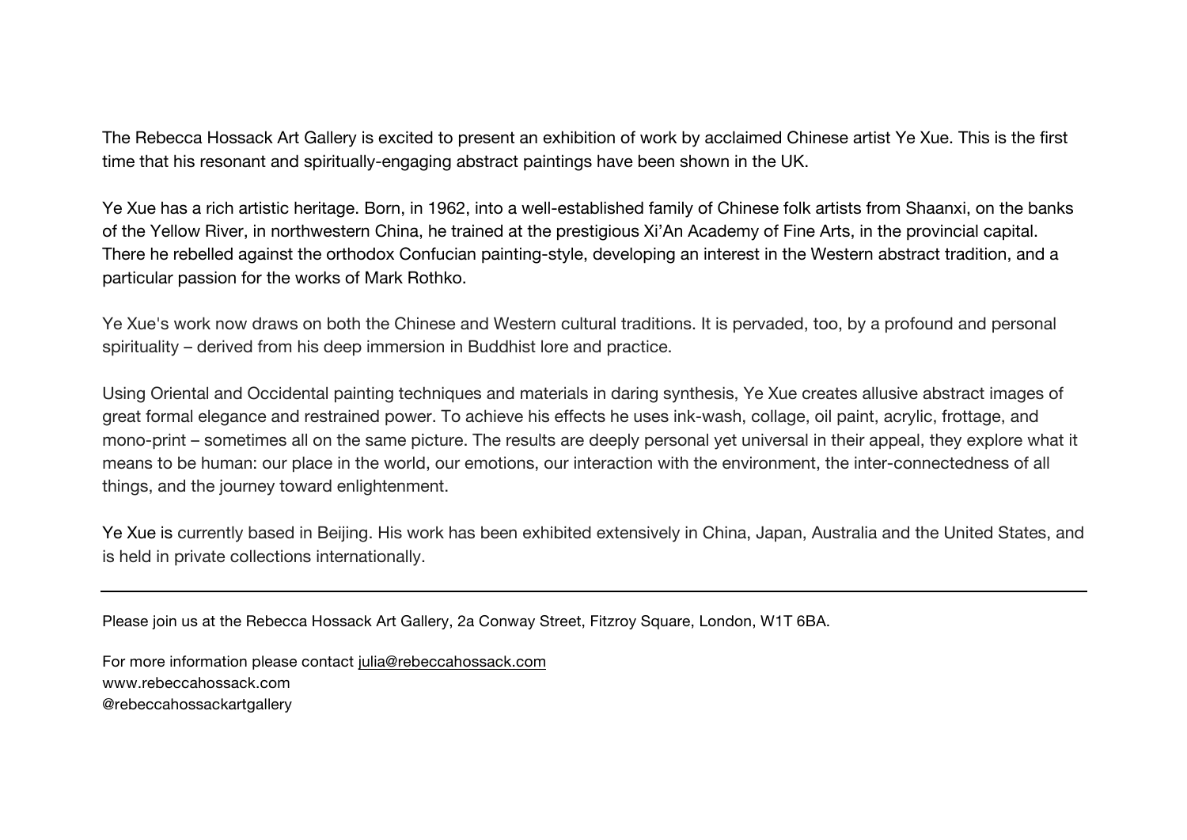The Rebecca Hossack Art Gallery is excited to present an exhibition of work by acclaimed Chinese artist Ye Xue. This is the first time that his resonant and spiritually-engaging abstract paintings have been shown in the UK.

Ye Xue has a rich artistic heritage. Born, in 1962, into a well-established family of Chinese folk artists from Shaanxi, on the banks of the Yellow River, in northwestern China, he trained at the prestigious Xi'An Academy of Fine Arts, in the provincial capital. There he rebelled against the orthodox Confucian painting-style, developing an interest in the Western abstract tradition, and a particular passion for the works of Mark Rothko.

Ye Xue's work now draws on both the Chinese and Western cultural traditions. It is pervaded, too, by a profound and personal spirituality – derived from his deep immersion in Buddhist lore and practice.

Using Oriental and Occidental painting techniques and materials in daring synthesis, Ye Xue creates allusive abstract images of great formal elegance and restrained power. To achieve his effects he uses ink-wash, collage, oil paint, acrylic, frottage, and mono-print – sometimes all on the same picture. The results are deeply personal yet universal in their appeal, they explore what it means to be human: our place in the world, our emotions, our interaction with the environment, the inter-connectedness of all things, and the journey toward enlightenment.

Ye Xue is currently based in Beijing. His work has been exhibited extensively in China, Japan, Australia and the United States, and is held in private collections internationally.

---

Please join us at the Rebecca Hossack Art Gallery, 2a Conway Street, Fitzroy Square, London, W1T 6BA.

For more information please contact julia@rebeccahossack.com
www.rebeccahossack.com
@rebeccahossackartgallery